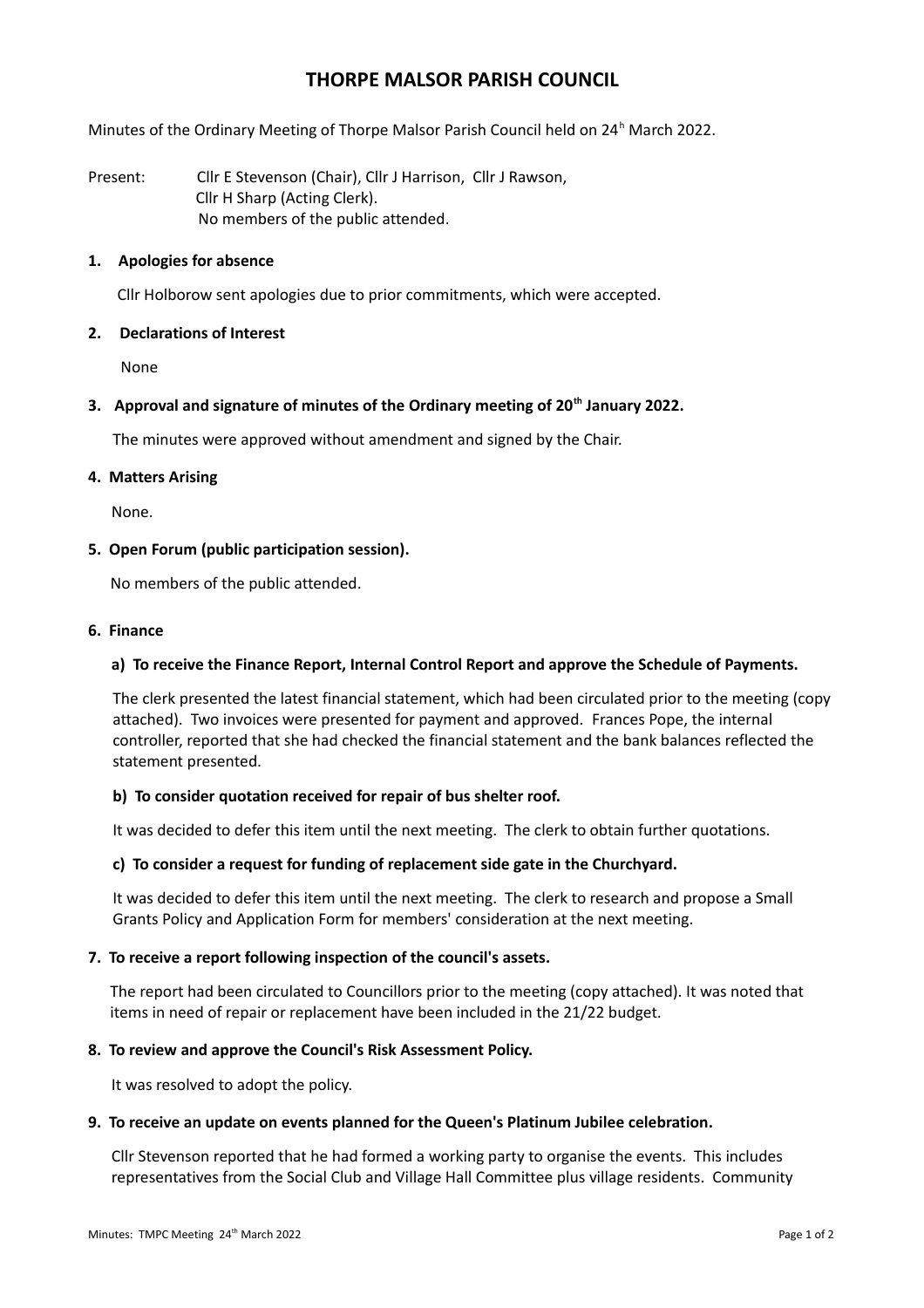# THORPE MALSOR PARISH COUNCIL

Minutes of the Ordinary Meeting of Thorpe Malsor Parish Council held on 24h March 2022.

Present: Cllr E Stevenson (Chair), Cllr J Harrison, Cllr J Rawson, Cllr H Sharp (Acting Clerk).
No members of the public attended.

**1. Apologies for absence**

Cllr Holborow sent apologies due to prior commitments, which were accepted.

**2. Declarations of Interest**

None

**3. Approval and signature of minutes of the Ordinary meeting of 20th January 2022.**

The minutes were approved without amendment and signed by the Chair.

**4. Matters Arising**

None.

**5. Open Forum (public participation session).**

No members of the public attended.

**6. Finance**

**a) To receive the Finance Report, Internal Control Report and approve the Schedule of Payments.**

The clerk presented the latest financial statement, which had been circulated prior to the meeting (copy attached). Two invoices were presented for payment and approved. Frances Pope, the internal controller, reported that she had checked the financial statement and the bank balances reflected the statement presented.

**b) To consider quotation received for repair of bus shelter roof.**

It was decided to defer this item until the next meeting. The clerk to obtain further quotations.

**c) To consider a request for funding of replacement side gate in the Churchyard.**

It was decided to defer this item until the next meeting. The clerk to research and propose a Small Grants Policy and Application Form for members' consideration at the next meeting.

**7. To receive a report following inspection of the council's assets.**

The report had been circulated to Councillors prior to the meeting (copy attached). It was noted that items in need of repair or replacement have been included in the 21/22 budget.

**8. To review and approve the Council's Risk Assessment Policy.**

It was resolved to adopt the policy.

**9. To receive an update on events planned for the Queen's Platinum Jubilee celebration.**

Cllr Stevenson reported that he had formed a working party to organise the events. This includes representatives from the Social Club and Village Hall Committee plus village residents. Community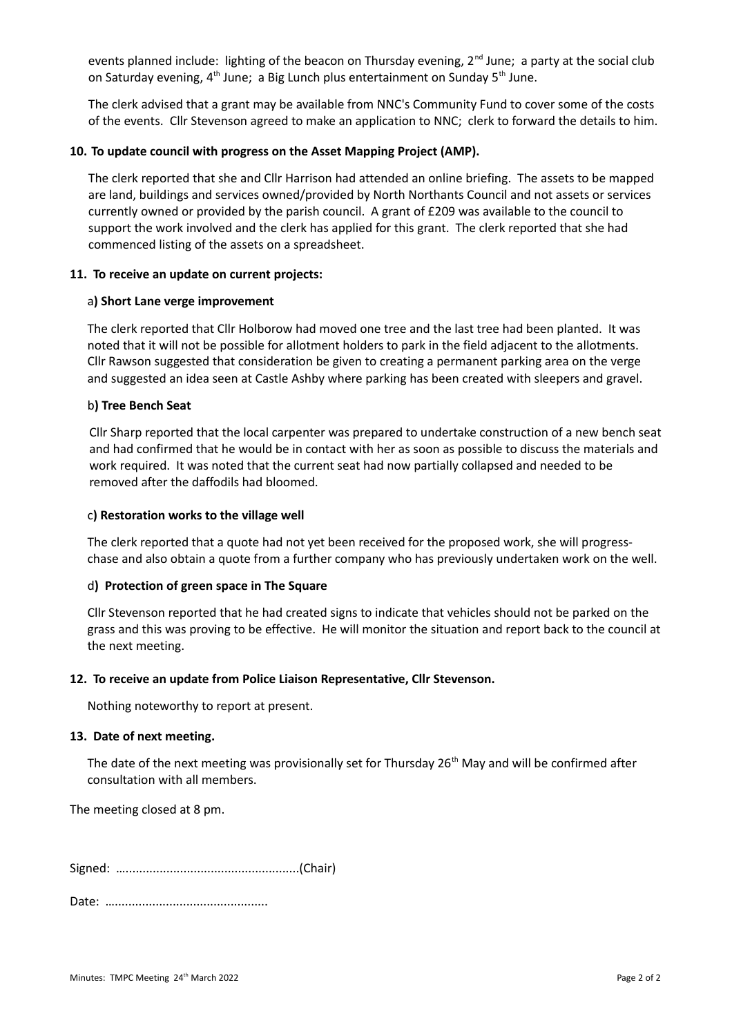events planned include: lighting of the beacon on Thursday evening, 2nd June; a party at the social club on Saturday evening, 4th June; a Big Lunch plus entertainment on Sunday 5th June.

The clerk advised that a grant may be available from NNC's Community Fund to cover some of the costs of the events. Cllr Stevenson agreed to make an application to NNC; clerk to forward the details to him.

**10. To update council with progress on the Asset Mapping Project (AMP).**

The clerk reported that she and Cllr Harrison had attended an online briefing. The assets to be mapped are land, buildings and services owned/provided by North Northants Council and not assets or services currently owned or provided by the parish council. A grant of £209 was available to the council to support the work involved and the clerk has applied for this grant. The clerk reported that she had commenced listing of the assets on a spreadsheet.

**11. To receive an update on current projects:**

a**) Short Lane verge improvement**

The clerk reported that Cllr Holborow had moved one tree and the last tree had been planted. It was noted that it will not be possible for allotment holders to park in the field adjacent to the allotments. Cllr Rawson suggested that consideration be given to creating a permanent parking area on the verge and suggested an idea seen at Castle Ashby where parking has been created with sleepers and gravel.

b**) Tree Bench Seat**

Cllr Sharp reported that the local carpenter was prepared to undertake construction of a new bench seat and had confirmed that he would be in contact with her as soon as possible to discuss the materials and work required. It was noted that the current seat had now partially collapsed and needed to be removed after the daffodils had bloomed.

c**) Restoration works to the village well**

The clerk reported that a quote had not yet been received for the proposed work, she will progress-chase and also obtain a quote from a further company who has previously undertaken work on the well.

d**) Protection of green space in The Square**

Cllr Stevenson reported that he had created signs to indicate that vehicles should not be parked on the grass and this was proving to be effective. He will monitor the situation and report back to the council at the next meeting.

**12. To receive an update from Police Liaison Representative, Cllr Stevenson.**

Nothing noteworthy to report at present.

**13. Date of next meeting.**

The date of the next meeting was provisionally set for Thursday 26th May and will be confirmed after consultation with all members.

The meeting closed at 8 pm.

Signed: …..................................................(Chair)

Date: …..............................................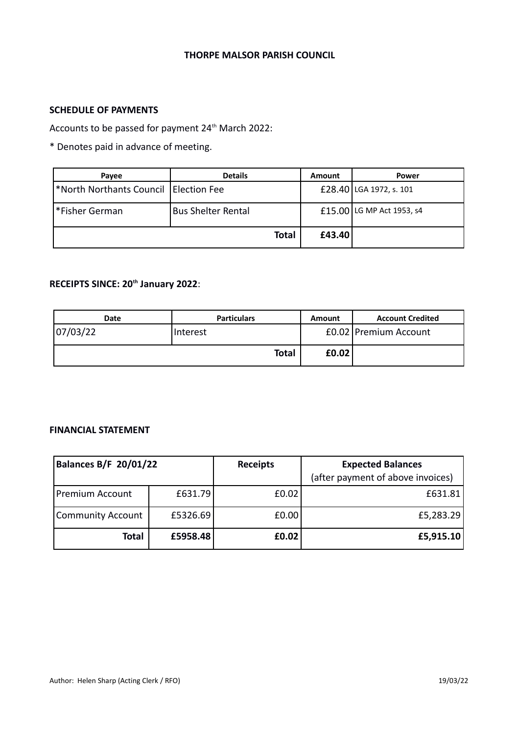**THORPE MALSOR PARISH COUNCIL**

**SCHEDULE OF PAYMENTS**

Accounts to be passed for payment 24th March 2022:

* Denotes paid in advance of meeting.

| Payee | Details | Amount | Power |
|---|---|---|---|
| *North Northants Council | Election Fee | £28.40 | LGA 1972, s. 101 |
| *Fisher German | Bus Shelter Rental | £15.00 | LG MP Act 1953, s4 |
| | **Total** | **£43.40** | |

**RECEIPTS SINCE: 20th January 2022**:

| Date | Particulars | Amount | Account Credited |
|---|---|---|---|
| 07/03/22 | Interest | £0.02 | Premium Account |
| | **Total** | **£0.02** | |

**FINANCIAL STATEMENT**

| **Balances B/F 20/01/22** | | **Receipts** | **Expected Balances** (after payment of above invoices) |
|---|---|---|---|
| Premium Account | £631.79 | £0.02 | £631.81 |
| Community Account | £5326.69 | £0.00 | £5,283.29 |
| **Total** | **£5958.48** | **£0.02** | **£5,915.10** |

Author: Helen Sharp (Acting Clerk / RFO) 19/03/22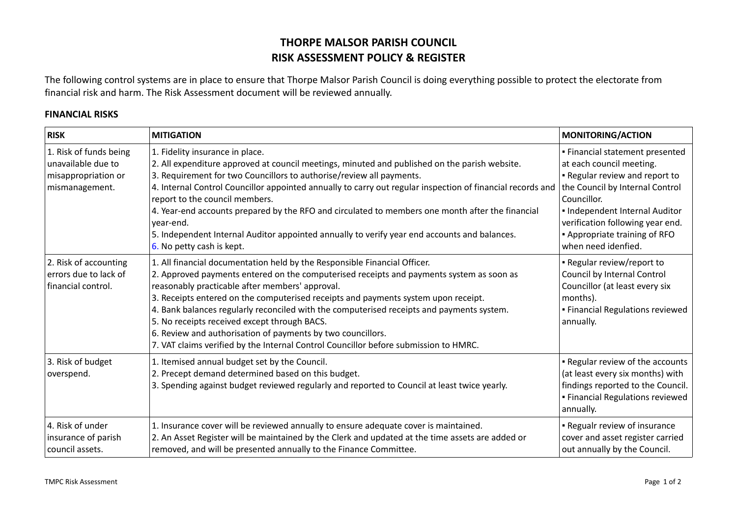# THORPE MALSOR PARISH COUNCIL
# RISK ASSESSMENT POLICY & REGISTER

The following control systems are in place to ensure that Thorpe Malsor Parish Council is doing everything possible to protect the electorate from financial risk and harm. The Risk Assessment document will be reviewed annually.

**FINANCIAL RISKS**

| **RISK** | **MITIGATION** | **MONITORING/ACTION** |
|---|---|---|
| 1. Risk of funds being unavailable due to misappropriation or mismanagement. | 1. Fidelity insurance in place.<br>2. All expenditure approved at council meetings, minuted and published on the parish website.<br>3. Requirement for two Councillors to authorise/review all payments.<br>4. Internal Control Councillor appointed annually to carry out regular inspection of financial records and report to the council members.<br>4. Year-end accounts prepared by the RFO and circulated to members one month after the financial year-end.<br>5. Independent Internal Auditor appointed annually to verify year end accounts and balances.<br>6. No petty cash is kept. | ▪ Financial statement presented at each council meeting.<br>▪ Regular review and report to the Council by Internal Control Councillor.<br>▪ Independent Internal Auditor verification following year end.<br>▪ Appropriate training of RFO when need idenfied. |
| 2. Risk of accounting errors due to lack of financial control. | 1. All financial documentation held by the Responsible Financial Officer.<br>2. Approved payments entered on the computerised receipts and payments system as soon as reasonably practicable after members' approval.<br>3. Receipts entered on the computerised receipts and payments system upon receipt.<br>4. Bank balances regularly reconciled with the computerised receipts and payments system.<br>5. No receipts received except through BACS.<br>6. Review and authorisation of payments by two councillors.<br>7. VAT claims verified by the Internal Control Councillor before submission to HMRC. | ▪ Regular review/report to Council by Internal Control Councillor (at least every six months).<br>▪ Financial Regulations reviewed annually. |
| 3. Risk of budget overspend. | 1. Itemised annual budget set by the Council.<br>2. Precept demand determined based on this budget.<br>3. Spending against budget reviewed regularly and reported to Council at least twice yearly. | ▪ Regular review of the accounts (at least every six months) with findings reported to the Council.<br>▪ Financial Regulations reviewed annually. |
| 4. Risk of under insurance of parish council assets. | 1. Insurance cover will be reviewed annually to ensure adequate cover is maintained.<br>2. An Asset Register will be maintained by the Clerk and updated at the time assets are added or removed, and will be presented annually to the Finance Committee. | ▪ Regualr review of insurance cover and asset register carried out annually by the Council. |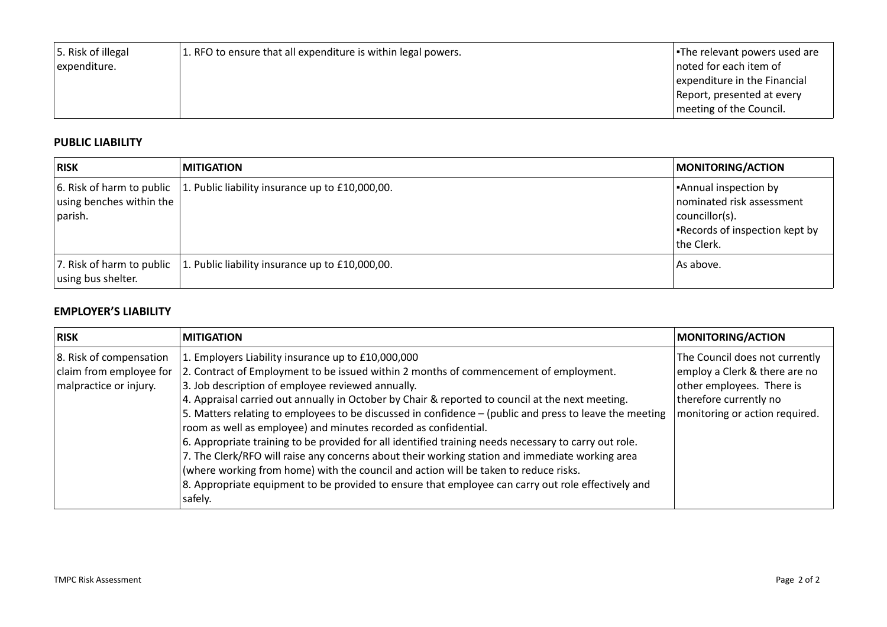| | | |
|---|---|---|
| 5. Risk of illegal expenditure. | 1. RFO to ensure that all expenditure is within legal powers. | ▪The relevant powers used are noted for each item of expenditure in the Financial Report, presented at every meeting of the Council. |

## PUBLIC LIABILITY

| RISK | MITIGATION | MONITORING/ACTION |
|---|---|---|
| 6. Risk of harm to public using benches within the parish. | 1. Public liability insurance up to £10,000,00. | ▪Annual inspection by nominated risk assessment councillor(s).<br>▪Records of inspection kept by the Clerk. |
| 7. Risk of harm to public using bus shelter. | 1. Public liability insurance up to £10,000,00. | As above. |

## EMPLOYER'S LIABILITY

| RISK | MITIGATION | MONITORING/ACTION |
|---|---|---|
| 8. Risk of compensation claim from employee for malpractice or injury. | 1. Employers Liability insurance up to £10,000,000<br>2. Contract of Employment to be issued within 2 months of commencement of employment.<br>3. Job description of employee reviewed annually.<br>4. Appraisal carried out annually in October by Chair & reported to council at the next meeting.<br>5. Matters relating to employees to be discussed in confidence – (public and press to leave the meeting room as well as employee) and minutes recorded as confidential.<br>6. Appropriate training to be provided for all identified training needs necessary to carry out role.<br>7. The Clerk/RFO will raise any concerns about their working station and immediate working area (where working from home) with the council and action will be taken to reduce risks.<br>8. Appropriate equipment to be provided to ensure that employee can carry out role effectively and safely. | The Council does not currently employ a Clerk & there are no other employees. There is therefore currently no monitoring or action required. |